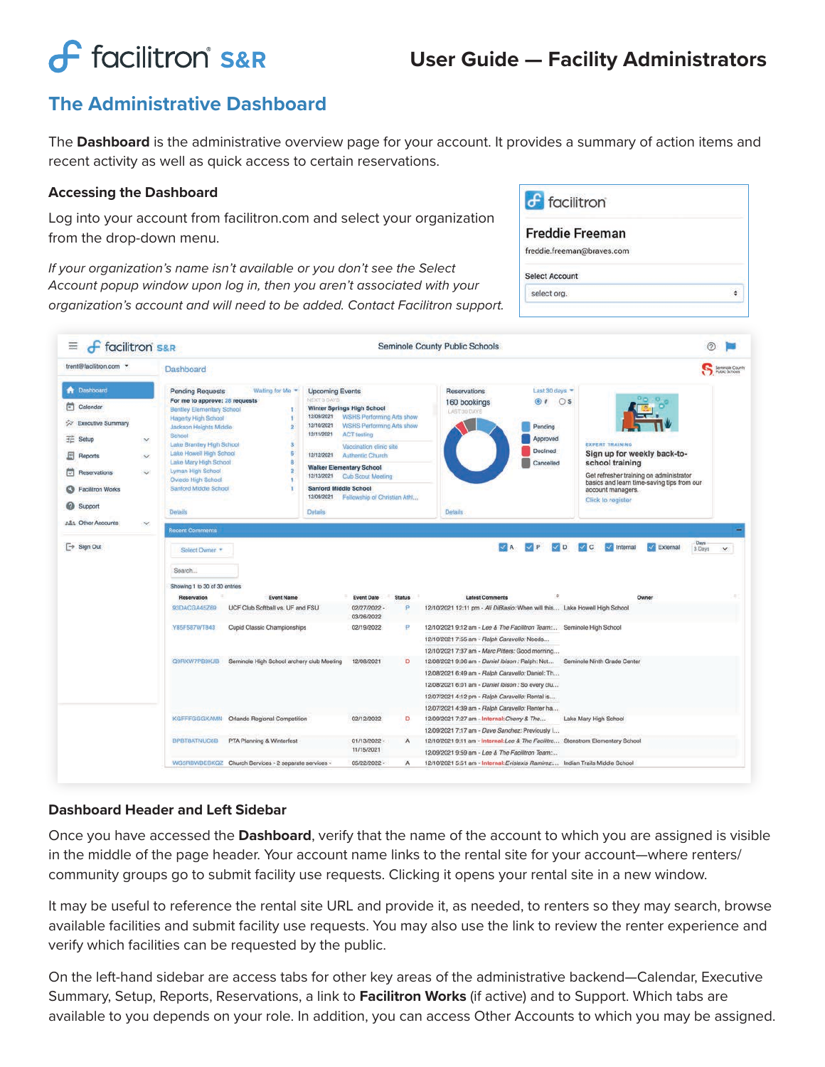# The Administrative Dashboard

The **Dashboard** is the administrative overview page for your account. It provides a summary of action items and recent activity as well as quick access to certain reservations.

### Accessing the Dashboard

Log into your account from facilitron.com and select your organization from the drop-down menu.

*If your organization's name isn't available or you don't see the Select Account popup window upon log in, then you aren't associated with your organization's account and will need to be added. Contact Facilitron support.*

### Dashboard Header and Left Sidebar

Once you have accessed the **Dashboard**, verify that the name of the account to which you are assigned is visible in the middle of the page header. Your account name links to the rental site for your account—where renters/ community groups go to submit facility use requests. Clicking it opens your rental site in a new window.

It may be useful to reference the rental site URL and provide it, as needed, to renters so they may search, browse available facilities and submit facility use requests. You may also use the link to review the renter experience and verify which facilities can be requested by the public.

On the left-hand sidebar are access tabs for other key areas of the administrative backend—Calendar, Executive Summary, Setup, Reports, Reservations, a link to **Facilitron Works** (if active) and to Support. Which tabs are available to you depends on your role. In addition, you can access Other Accounts to which you may be assigned.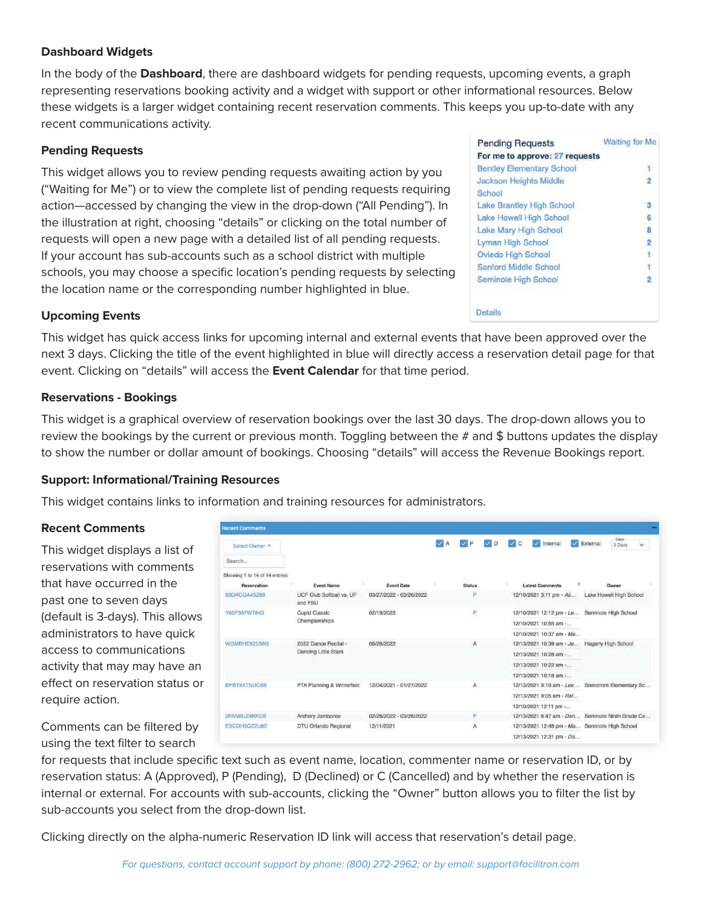### Dashboard Widgets

In the body of the **Dashboard**, there are dashboard widgets for pending requests, upcoming events, a graph representing reservations booking activity and a widget with support or other informational resources. Below these widgets is a larger widget containing recent reservation comments. This keeps you up-to-date with any recent communications activity.

### Pending Requests

This widget allows you to review pending requests awaiting action by you ("Waiting for Me") or to view the complete list of pending requests requiring action—accessed by changing the view in the drop-down ("All Pending"). In the illustration at right, choosing "details" or clicking on the total number of requests will open a new page with a detailed list of all pending requests. If your account has sub-accounts such as a school district with multiple schools, you may choose a specific location's pending requests by selecting the location name or the corresponding number highlighted in blue.

Pending Requests — Waiting for Me

**For me to approve: 27 requests**

| | |
|---|---|
| Bentley Elementary School | 1 |
| Jackson Heights Middle School | 2 |
| Lake Brantley High School | 3 |
| Lake Howell High School | 6 |
| Lake Mary High School | 8 |
| Lyman High School | 2 |
| Oviedo High School | 1 |
| Sanford Middle School | 1 |
| Seminole High School | 2 |

Details

### Upcoming Events

This widget has quick access links for upcoming internal and external events that have been approved over the next 3 days. Clicking the title of the event highlighted in blue will directly access a reservation detail page for that event. Clicking on "details" will access the **Event Calendar** for that time period.

### Reservations - Bookings

This widget is a graphical overview of reservation bookings over the last 30 days. The drop-down allows you to review the bookings by the current or previous month. Toggling between the # and $ buttons updates the display to show the number or dollar amount of bookings. Choosing "details" will access the Revenue Bookings report.

### Support: Informational/Training Resources

This widget contains links to information and training resources for administrators.

### Recent Comments

This widget displays a list of reservations with comments that have occurred in the past one to seven days (default is 3-days). This allows administrators to have quick access to communications activity that may may have an effect on reservation status or require action.

Recent Comments

Select Owner | A | P | D | C | Internal | External | Days: 3 Days

Search...

Showing 1 to 14 of 14 entries

| Reservation | Event Name | Event Date | Status | Latest Comments | Owner |
|---|---|---|---|---|---|
| 93DACGA45Z69 | UCF Club Softball vs. UF and FSU | 03/27/2022 - 03/26/2022 | P | 12/10/2021 3:11 pm - Ali... | Lake Howell High School |
| Y85F587WT843 | Cupid Classic Championships | 02/19/2022 | P | 12/10/2021 12:12 pm - Le... <br> 12/10/2021 10:55 am -... <br> 12/10/2021 10:37 am - Ma... | Seminole High School |
| WGMBHE825SN5 | 2022 Dance Recital - Dancing Little Stars | 05/28/2022 | A | 12/13/2021 10:39 am - Je... <br> 12/13/2021 10:28 am -... <br> 12/13/2021 10:22 am -... <br> 12/13/2021 10:18 am -... | Hagerty High School |
| BPBT8ATNUC8B | PTA Planning & Winterfest | 12/04/2021 - 01/27/2022 | A | 12/13/2021 9:19 am - Lee ... <br> 12/13/2021 9:05 am - Ral... <br> 12/10/2021 12:11 pm -... | Stenstrom Elementary Sc... |
| 2PAN9UZ4KKD8 | Archery Jamboree | 02/26/2022 - 03/26/2022 | P | 12/13/2021 8:47 am - Dan... | Seminole Ninth Grade Ce... |
| ESCDH3QZ2U8E | DTU Orlando Regional | 12/11/2021 | A | 12/13/2021 12:48 pm - Ma... <br> 12/13/2021 12:31 pm - Ds... | Seminole High School |

Comments can be filtered by using the text filter to search for requests that include specific text such as event name, location, commenter name or reservation ID, or by reservation status: A (Approved), P (Pending), D (Declined) or C (Cancelled) and by whether the reservation is internal or external. For accounts with sub-accounts, clicking the "Owner" button allows you to filter the list by sub-accounts you select from the drop-down list.

Clicking directly on the alpha-numeric Reservation ID link will access that reservation's detail page.

*For questions, contact account support by phone: (800) 272-2962; or by email: support@facilitron.com*